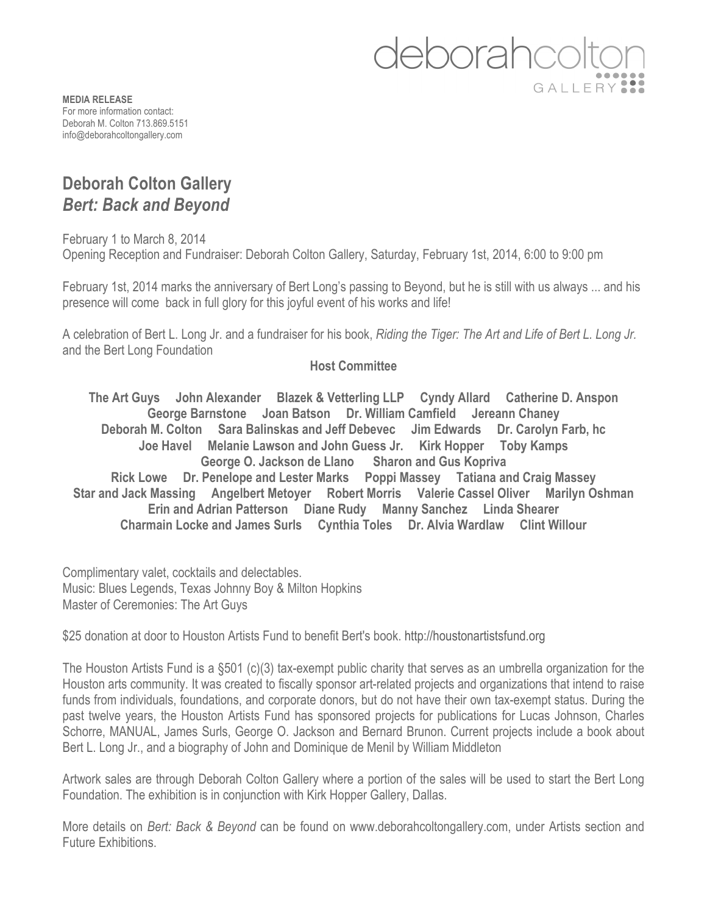deborahcolton GALLERY

**MEDIA RELEASE**
For more information contact:
Deborah M. Colton 713.869.5151
info@deborahcoltongallery.com

## Deborah Colton Gallery
## *Bert: Back and Beyond*

February 1 to March 8, 2014
Opening Reception and Fundraiser: Deborah Colton Gallery, Saturday, February 1st, 2014, 6:00 to 9:00 pm

February 1st, 2014 marks the anniversary of Bert Long's passing to Beyond, but he is still with us always ... and his presence will come back in full glory for this joyful event of his works and life!

A celebration of Bert L. Long Jr. and a fundraiser for his book, *Riding the Tiger: The Art and Life of Bert L. Long Jr.* and the Bert Long Foundation

**Host Committee**

**The Art Guys  John Alexander  Blazek & Vetterling LLP  Cyndy Allard  Catherine D. Anspon George Barnstone  Joan Batson  Dr. William Camfield  Jereann Chaney Deborah M. Colton  Sara Balinskas and Jeff Debevec  Jim Edwards  Dr. Carolyn Farb, hc Joe Havel  Melanie Lawson and John Guess Jr.  Kirk Hopper  Toby Kamps George O. Jackson de Llano  Sharon and Gus Kopriva Rick Lowe  Dr. Penelope and Lester Marks  Poppi Massey  Tatiana and Craig Massey Star and Jack Massing  Angelbert Metoyer  Robert Morris  Valerie Cassel Oliver  Marilyn Oshman Erin and Adrian Patterson  Diane Rudy  Manny Sanchez  Linda Shearer Charmain Locke and James Surls  Cynthia Toles  Dr. Alvia Wardlaw  Clint Willour**

Complimentary valet, cocktails and delectables.
Music: Blues Legends, Texas Johnny Boy & Milton Hopkins
Master of Ceremonies: The Art Guys

$25 donation at door to Houston Artists Fund to benefit Bert's book. http://houstonartistsfund.org

The Houston Artists Fund is a §501 (c)(3) tax-exempt public charity that serves as an umbrella organization for the Houston arts community. It was created to fiscally sponsor art-related projects and organizations that intend to raise funds from individuals, foundations, and corporate donors, but do not have their own tax-exempt status. During the past twelve years, the Houston Artists Fund has sponsored projects for publications for Lucas Johnson, Charles Schorre, MANUAL, James Surls, George O. Jackson and Bernard Brunon. Current projects include a book about Bert L. Long Jr., and a biography of John and Dominique de Menil by William Middleton

Artwork sales are through Deborah Colton Gallery where a portion of the sales will be used to start the Bert Long Foundation. The exhibition is in conjunction with Kirk Hopper Gallery, Dallas.

More details on *Bert: Back & Beyond* can be found on www.deborahcoltongallery.com, under Artists section and Future Exhibitions.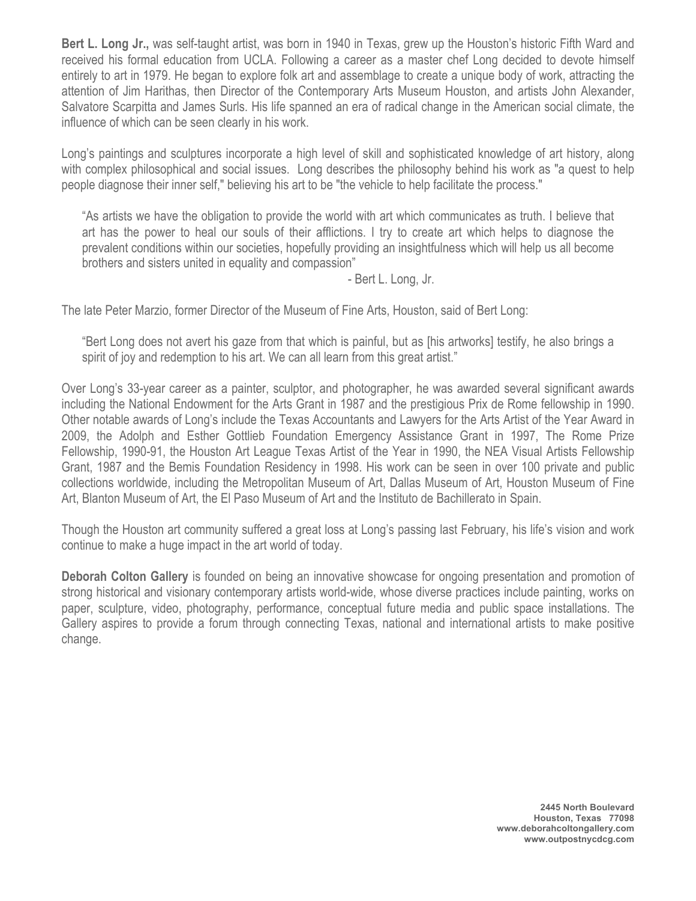**Bert L. Long Jr.,** was self-taught artist, was born in 1940 in Texas, grew up the Houston's historic Fifth Ward and received his formal education from UCLA. Following a career as a master chef Long decided to devote himself entirely to art in 1979. He began to explore folk art and assemblage to create a unique body of work, attracting the attention of Jim Harithas, then Director of the Contemporary Arts Museum Houston, and artists John Alexander, Salvatore Scarpitta and James Surls. His life spanned an era of radical change in the American social climate, the influence of which can be seen clearly in his work.

Long's paintings and sculptures incorporate a high level of skill and sophisticated knowledge of art history, along with complex philosophical and social issues. Long describes the philosophy behind his work as "a quest to help people diagnose their inner self," believing his art to be "the vehicle to help facilitate the process."

> "As artists we have the obligation to provide the world with art which communicates as truth. I believe that art has the power to heal our souls of their afflictions. I try to create art which helps to diagnose the prevalent conditions within our societies, hopefully providing an insightfulness which will help us all become brothers and sisters united in equality and compassion"
>
> - Bert L. Long, Jr.

The late Peter Marzio, former Director of the Museum of Fine Arts, Houston, said of Bert Long:

> "Bert Long does not avert his gaze from that which is painful, but as [his artworks] testify, he also brings a spirit of joy and redemption to his art. We can all learn from this great artist."

Over Long's 33-year career as a painter, sculptor, and photographer, he was awarded several significant awards including the National Endowment for the Arts Grant in 1987 and the prestigious Prix de Rome fellowship in 1990. Other notable awards of Long's include the Texas Accountants and Lawyers for the Arts Artist of the Year Award in 2009, the Adolph and Esther Gottlieb Foundation Emergency Assistance Grant in 1997, The Rome Prize Fellowship, 1990-91, the Houston Art League Texas Artist of the Year in 1990, the NEA Visual Artists Fellowship Grant, 1987 and the Bemis Foundation Residency in 1998. His work can be seen in over 100 private and public collections worldwide, including the Metropolitan Museum of Art, Dallas Museum of Art, Houston Museum of Fine Art, Blanton Museum of Art, the El Paso Museum of Art and the Instituto de Bachillerato in Spain.

Though the Houston art community suffered a great loss at Long's passing last February, his life's vision and work continue to make a huge impact in the art world of today.

**Deborah Colton Gallery** is founded on being an innovative showcase for ongoing presentation and promotion of strong historical and visionary contemporary artists world-wide, whose diverse practices include painting, works on paper, sculpture, video, photography, performance, conceptual future media and public space installations. The Gallery aspires to provide a forum through connecting Texas, national and international artists to make positive change.

**2445 North Boulevard**
**Houston, Texas 77098**
**www.deborahcoltongallery.com**
**www.outpostnycdcg.com**